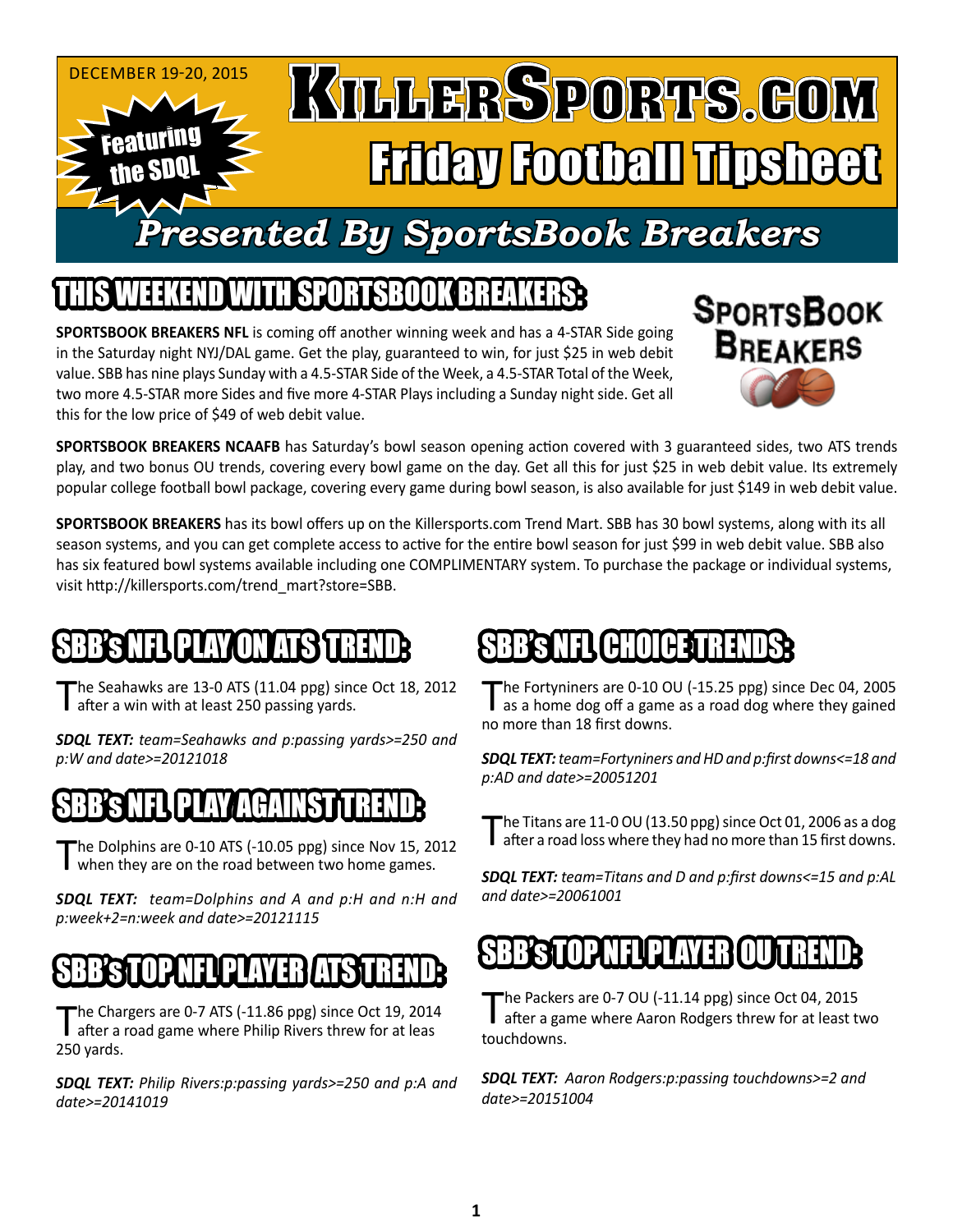DECEMBER 19-20, 2015

Featuring the SDQL

# KillerSports.com Friday Football Tipsheet

## Presented By SportsBook Breakers

## THIS WEEKEND WITH SPORTSBOOK BREAKERS:

**SPORTSBOOK BREAKERS NFL** is coming off another winning week and has a 4-STAR Side going in the Saturday night NYJ/DAL game. Get the play, guaranteed to win, for just $25 in web debit value. SBB has nine plays Sunday with a 4.5-STAR Side of the Week, a 4.5-STAR Total of the Week, two more 4.5-STAR more Sides and five more 4-STAR Plays including a Sunday night side. Get all this for the low price of $49 of web debit value.

**SPORTSBOOK BREAKERS NCAAFB** has Saturday's bowl season opening action covered with 3 guaranteed sides, two ATS trends play, and two bonus OU trends, covering every bowl game on the day. Get all this for just $25 in web debit value. Its extremely popular college football bowl package, covering every game during bowl season, is also available for just $149 in web debit value.

**SPORTSBOOK BREAKERS** has its bowl offers up on the Killersports.com Trend Mart. SBB has 30 bowl systems, along with its all season systems, and you can get complete access to active for the entire bowl season for just $99 in web debit value. SBB also has six featured bowl systems available including one COMPLIMENTARY system. To purchase the package or individual systems, visit http://killersports.com/trend_mart?store=SBB.

## SBB's NFL PLAY ON ATS TREND:

The Seahawks are 13-0 ATS (11.04 ppg) since Oct 18, 2012 after a win with at least 250 passing yards.

***SDQL TEXT:*** *team=Seahawks and p:passing yards>=250 and p:W and date>=20121018*

## SBB's NFL PLAY AGAINST TREND:

The Dolphins are 0-10 ATS (-10.05 ppg) since Nov 15, 2012 when they are on the road between two home games.

***SDQL TEXT:*** *team=Dolphins and A and p:H and n:H and p:week+2=n:week and date>=20121115*

## SBB's TOP NFL PLAYER ATS TREND:

The Chargers are 0-7 ATS (-11.86 ppg) since Oct 19, 2014 after a road game where Philip Rivers threw for at leas 250 yards.

***SDQL TEXT:*** *Philip Rivers:p:passing yards>=250 and p:A and date>=20141019*

## SBB's NFL CHOICE TRENDS:

The Fortyniners are 0-10 OU (-15.25 ppg) since Dec 04, 2005 as a home dog off a game as a road dog where they gained no more than 18 first downs.

***SDQL TEXT:*** *team=Fortyniners and HD and p:first downs<=18 and p:AD and date>=20051201*

The Titans are 11-0 OU (13.50 ppg) since Oct 01, 2006 as a dog after a road loss where they had no more than 15 first downs.

***SDQL TEXT:*** *team=Titans and D and p:first downs<=15 and p:AL and date>=20061001*

## SBB's TOP NFL PLAYER OU TREND:

The Packers are 0-7 OU (-11.14 ppg) since Oct 04, 2015 after a game where Aaron Rodgers threw for at least two touchdowns.

***SDQL TEXT:*** *Aaron Rodgers:p:passing touchdowns>=2 and date>=20151004*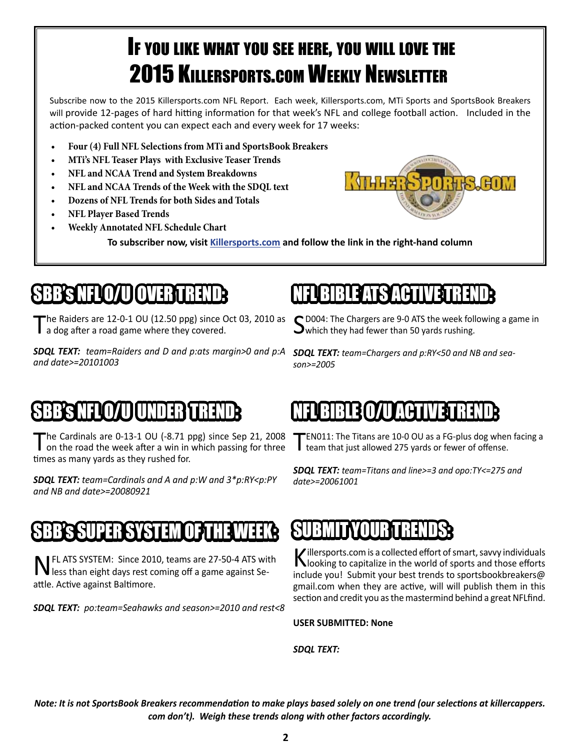# If you like what you see here, you will love the 2015 Killersports.com Weekly Newsletter

Subscribe now to the 2015 Killersports.com NFL Report. Each week, Killersports.com, MTi Sports and SportsBook Breakers will provide 12-pages of hard hitting information for that week's NFL and college football action. Included in the action-packed content you can expect each and every week for 17 weeks:

- **Four (4) Full NFL Selections from MTi and SportsBook Breakers**
- **MTi's NFL Teaser Plays with Exclusive Teaser Trends**
- **NFL and NCAA Trend and System Breakdowns**
- **NFL and NCAA Trends of the Week with the SDQL text**
- **Dozens of NFL Trends for both Sides and Totals**
- **NFL Player Based Trends**
- **Weekly Annotated NFL Schedule Chart**

**To subscriber now, visit Killersports.com and follow the link in the right-hand column**

## SBB's NFL O/U OVER TREND:

The Raiders are 12-0-1 OU (12.50 ppg) since Oct 03, 2010 as a dog after a road game where they covered.

***SDQL TEXT:*** *team=Raiders and D and p:ats margin>0 and p:A and date>=20101003*

## SBB's NFL O/U UNDER TREND:

The Cardinals are 0-13-1 OU (-8.71 ppg) since Sep 21, 2008 on the road the week after a win in which passing for three times as many yards as they rushed for.

***SDQL TEXT:*** *team=Cardinals and A and p:W and 3*p:RY<p:PY and NB and date>=20080921*

## SBB's SUPER SYSTEM OF THE WEEK:

NFL ATS SYSTEM: Since 2010, teams are 27-50-4 ATS with less than eight days rest coming off a game against Seattle. Active against Baltimore.

***SDQL TEXT:*** *po:team=Seahawks and season>=2010 and rest<8*

## NFL BIBLE ATS ACTIVE TREND:

SD004: The Chargers are 9-0 ATS the week following a game in which they had fewer than 50 yards rushing.

***SDQL TEXT:*** *team=Chargers and p:RY<50 and NB and season>=2005*

## NFL BIBLE O/U ACTIVE TREND:

TEN011: The Titans are 10-0 OU as a FG-plus dog when facing a team that just allowed 275 yards or fewer of offense.

***SDQL TEXT:*** *team=Titans and line>=3 and opo:TY<=275 and date>=20061001*

## SUBMIT YOUR TRENDS:

Killersports.com is a collected effort of smart, savvy individuals looking to capitalize in the world of sports and those efforts include you! Submit your best trends to sportsbookbreakers@gmail.com when they are active, will will publish them in this section and credit you as the mastermind behind a great NFLfind.

**USER SUBMITTED: None**

***SDQL TEXT:***

***Note: It is not SportsBook Breakers recommendation to make plays based solely on one trend (our selections at killercappers.com don't). Weigh these trends along with other factors accordingly.***